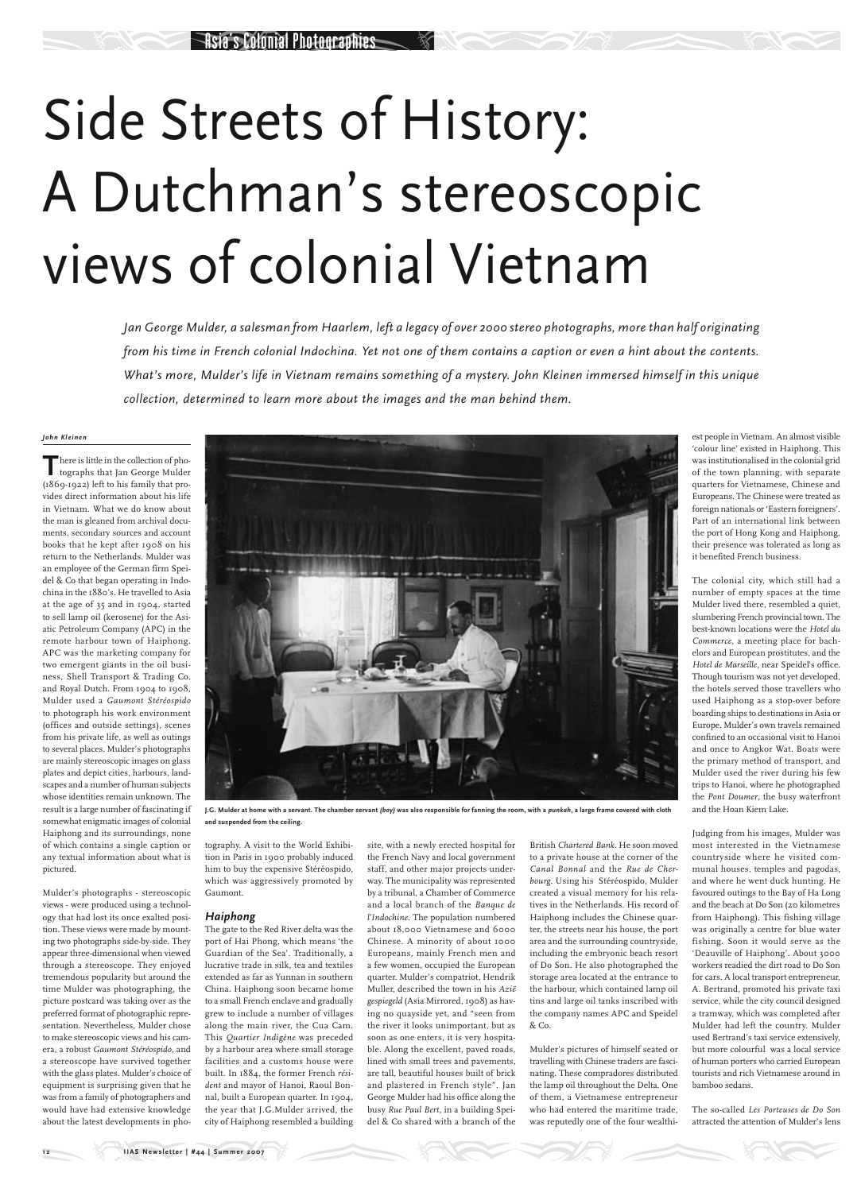# Side Streets of History: A Dutchman's stereoscopic views of colonial Vietnam

*Jan George Mulder, a salesman from Haarlem, left a legacy of over 2000 stereo photographs, more than half originating from his time in French colonial Indochina. Yet not one of them contains a caption or even a hint about the contents. What's more, Mulder's life in Vietnam remains something of a mystery. John Kleinen immersed himself in this unique collection, determined to learn more about the images and the man behind them.*

***John Kleinen***

There is little in the collection of photographs that Jan George Mulder (1869-1922) left to his family that provides direct information about his life in Vietnam. What we do know about the man is gleaned from archival documents, secondary sources and account books that he kept after 1908 on his return to the Netherlands. Mulder was an employee of the German firm Speidel & Co that began operating in Indochina in the 1880's. He travelled to Asia at the age of 35 and in 1904, started to sell lamp oil (kerosene) for the Asiatic Petroleum Company (APC) in the remote harbour town of Haiphong. APC was the marketing company for two emergent giants in the oil business, Shell Transport & Trading Co. and Royal Dutch. From 1904 to 1908, Mulder used a *Gaumont Stéréospido* to photograph his work environment (offices and outside settings), scenes from his private life, as well as outings to several places. Mulder's photographs are mainly stereoscopic images on glass plates and depict cities, harbours, landscapes and a number of human subjects whose identities remain unknown. The result is a large number of fascinating if somewhat enigmatic images of colonial Haiphong and its surroundings, none of which contains a single caption or any textual information about what is pictured.

**J.G. Mulder at home with a servant. The chamber servant *(boy)* was also responsible for fanning the room, with a *punkah*, a large frame covered with cloth and suspended from the ceiling.**

Mulder's photographs - stereoscopic views - were produced using a technology that had lost its once exalted position. These views were made by mounting two photographs side-by-side. They appear three-dimensional when viewed through a stereoscope. They enjoyed tremendous popularity but around the time Mulder was photographing, the picture postcard was taking over as the preferred format of photographic representation. Nevertheless, Mulder chose to make stereoscopic views and his camera, a robust *Gaumont Stéréospido*, and a stereoscope have survived together with the glass plates. Mulder's choice of equipment is surprising given that he was from a family of photographers and would have had extensive knowledge about the latest developments in photography. A visit to the World Exhibition in Paris in 1900 probably induced him to buy the expensive Stéréospido, which was aggressively promoted by Gaumont.

### Haiphong

The gate to the Red River delta was the port of Hai Phong, which means 'the Guardian of the Sea'. Traditionally, a lucrative trade in silk, tea and textiles extended as far as Yunnan in southern China. Haiphong soon became home to a small French enclave and gradually grew to include a number of villages along the main river, the Cua Cam. This *Quartier Indigène* was preceded by a harbour area where small storage facilities and a customs house were built. In 1884, the former French *résident* and mayor of Hanoi, Raoul Bonnal, built a European quarter. In 1904, the year that J.G.Mulder arrived, the city of Haiphong resembled a building site, with a newly erected hospital for the French Navy and local government staff, and other major projects underway. The municipality was represented by a tribunal, a Chamber of Commerce and a local branch of the *Banque de l'Indochine*. The population numbered about 18,000 Vietnamese and 6000 Chinese. A minority of about 1000 Europeans, mainly French men and a few women, occupied the European quarter. Mulder's compatriot, Hendrik Muller, described the town in his *Azië gespiegeld* (Asia Mirrored, 1908) as having no quayside yet, and "seen from the river it looks unimportant, but as soon as one enters, it is very hospitable. Along the excellent, paved roads, lined with small trees and pavements, are tall, beautiful houses built of brick and plastered in French style". Jan George Mulder had his office along the busy *Rue Paul Bert*, in a building Speidel & Co shared with a branch of the British *Chartered Bank*. He soon moved to a private house at the corner of the *Canal Bonnal* and the *Rue de Cherbourg*. Using his Stéréospido, Mulder created a visual memory for his relatives in the Netherlands. His record of Haiphong includes the Chinese quarter, the streets near his house, the port area and the surrounding countryside, including the embryonic beach resort of Do Son. He also photographed the storage area located at the entrance to the harbour, which contained lamp oil tins and large oil tanks inscribed with the company names APC and Speidel & Co.

Mulder's pictures of himself seated or travelling with Chinese traders are fascinating. These compradores distributed the lamp oil throughout the Delta. One of them, a Vietnamese entrepreneur who had entered the maritime trade, was reputedly one of the four wealthiest people in Vietnam. An almost visible 'colour line' existed in Haiphong. This was institutionalised in the colonial grid of the town planning, with separate quarters for Vietnamese, Chinese and Europeans. The Chinese were treated as foreign nationals or 'Eastern foreigners'. Part of an international link between the port of Hong Kong and Haiphong, their presence was tolerated as long as it benefited French business.

The colonial city, which still had a number of empty spaces at the time Mulder lived there, resembled a quiet, slumbering French provincial town. The best-known locations were the *Hotel du Commerce*, a meeting place for bachelors and European prostitutes, and the *Hotel de Marseille*, near Speidel's office. Though tourism was not yet developed, the hotels served those travellers who used Haiphong as a stop-over before boarding ships to destinations in Asia or Europe. Mulder's own travels remained confined to an occasional visit to Hanoi and once to Angkor Wat. Boats were the primary method of transport, and Mulder used the river during his few trips to Hanoi, where he photographed the *Pont Doumer*, the busy waterfront and the Hoan Kiem Lake.

Judging from his images, Mulder was most interested in the Vietnamese countryside where he visited communal houses, temples and pagodas, and where he went duck hunting. He favoured outings to the Bay of Ha Long and the beach at Do Son (20 kilometres from Haiphong). This fishing village was originally a centre for blue water fishing. Soon it would serve as the 'Deauville of Haiphong'. About 3000 workers readied the dirt road to Do Son for cars. A local transport entrepreneur, A. Bertrand, promoted his private taxi service, while the city council designed a tramway, which was completed after Mulder had left the country. Mulder used Bertrand's taxi service extensively, but more colourful was a local service of human porters who carried European tourists and rich Vietnamese around in bamboo sedans.

The so-called *Les Porteuses de Do Son* attracted the attention of Mulder's lens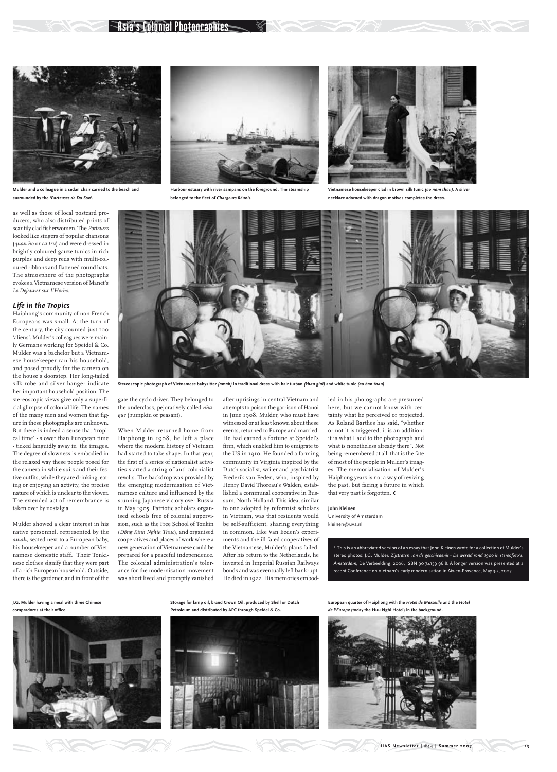Mulder and a colleague in a sedan chair carried to the beach and surrounded by the *'Porteuses de Do Son'*.

Harbour estuary with river sampans on the foreground. The steamship belonged to the fleet of *Chargeurs Réunis*.

Vietnamese housekeeper clad in brown silk tunic *(ao nam than)*. A silver necklace adorned with dragon motives completes the dress.

as well as those of local postcard producers, who also distributed prints of scantily clad fisherwomen. The *Porteuses* looked like singers of popular chansons (*quan ho* or *ca tru*) and were dressed in brightly coloured gauze tunics in rich purples and deep reds with multi-coloured ribbons and flattened round hats. The atmosphere of the photographs evokes a Vietnamese version of Manet's *Le Dejeuner sur L'Herbe*.

### *Life in the Tropics*

Haiphong's community of non-French Europeans was small. At the turn of the century, the city counted just 100 'aliens'. Mulder's colleagues were mainly Germans working for Speidel & Co. Mulder was a bachelor but a Vietnamese housekeeper ran his household, and posed proudly for the camera on the house's doorstep. Her long-tailed silk robe and silver hanger indicate her important household position. The stereoscopic views give only a superficial glimpse of colonial life. The names of the many men and women that figure in these photographs are unknown. But there is indeed a sense that 'tropical time' - slower than European time - ticked languidly away in the images. The degree of slowness is embodied in the relaxed way these people posed for the camera in white suits and their festive outfits, while they are drinking, eating or enjoying an activity, the precise nature of which is unclear to the viewer. The extended act of remembrance is taken over by nostalgia.

Stereoscopic photograph of Vietnamese babysitter *(amah)* in traditional dress with hair turban *(khan giai)* and white tunic *(ao ban than)*

Mulder showed a clear interest in his native personnel, represented by the *amah*, seated next to a European baby, his housekeeper and a number of Vietnamese domestic staff. Their Tonkinese clothes signify that they were part of a rich European household. Outside, there is the gardener, and in front of the gate the cyclo driver. They belonged to the underclass, pejoratively called *nhaque* (bumpkin or peasant).

When Mulder returned home from Haiphong in 1908, he left a place where the modern history of Vietnam had started to take shape. In that year, the first of a series of nationalist activities started a string of anti-colonialist revolts. The backdrop was provided by the emerging modernisation of Vietnamese culture and influenced by the stunning Japanese victory over Russia in May 1905. Patriotic scholars organised schools free of colonial supervision, such as the Free School of Tonkin (*Dông Kinh Nghia Thuc*), and organised cooperatives and places of work where a new generation of Vietnamese could be prepared for a peaceful independence. The colonial administration's tolerance for the modernisation movement was short lived and promptly vanished after uprisings in central Vietnam and attempts to poison the garrison of Hanoi in June 1908. Mulder, who must have witnessed or at least known about these events, returned to Europe and married. He had earned a fortune at Speidel's firm, which enabled him to emigrate to the US in 1910. He founded a farming community in Virginia inspired by the Dutch socialist, writer and psychiatrist Frederik van Eeden, who, inspired by Henry David Thoreau's Walden, established a communal cooperative in Bussum, North Holland. This idea, similar to one adopted by reformist scholars in Vietnam, was that residents would be self-sufficient, sharing everything in common. Like Van Eeden's experiments and the ill-fated cooperatives of the Vietnamese, Mulder's plans failed. After his return to the Netherlands, he invested in Imperial Russian Railways bonds and was eventually left bankrupt. He died in 1922. His memories embodied in his photographs are presumed here, but we cannot know with certainty what he perceived or projected. As Roland Barthes has said, "whether or not it is triggered, it is an addition: it is what I add to the photograph and what is nonetheless already there". Not being remembered at all: that is the fate of most of the people in Mulder's images. The memorialisation of Mulder's Haiphong years is not a way of reviving the past, but facing a future in which that very past is forgotten. <

**John Kleinen**
University of Amsterdam
kleinen@uva.nl

\* This is an abbreviated version of an essay that John Kleinen wrote for a collection of Mulder's stereo photos: J.G. Mulder. *Zijstraten van de geschiedenis - De wereld rond 1900 in stereofoto's. Amsterdam*, De Verbeelding, 2006, ISBN 90 74159 96 8. A longer version was presented at a recent Conference on Vietnam's early modernisation in Aix-en-Provence, May 3-5, 2007.

J.G. Mulder having a meal with three Chinese compradores at their office.

Storage for lamp oil, brand Crown Oil, produced by Shell or Dutch Petroleum and distributed by APC through Speidel & Co.

European quarter of Haiphong with the *Hotel de Marseille* and the *Hotel de l'Europe* (today the Huu Nghi Hotel) in the background.